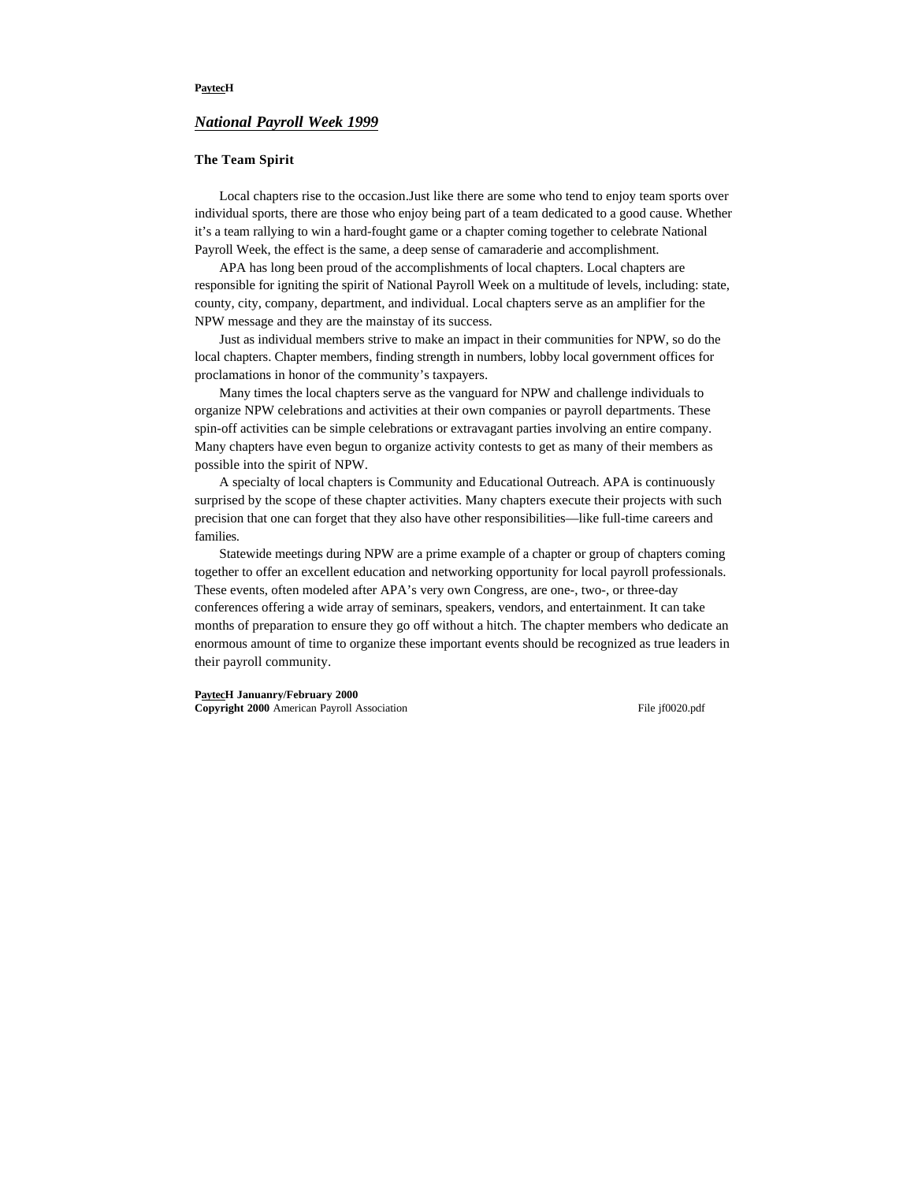# *National Payroll Week 1999*

## The Team Spirit

Local chapters rise to the occasion.Just like there are some who tend to enjoy team sports over individual sports, there are those who enjoy being part of a team dedicated to a good cause. Whether it's a team rallying to win a hard-fought game or a chapter coming together to celebrate National Payroll Week, the effect is the same, a deep sense of camaraderie and accomplishment.

APA has long been proud of the accomplishments of local chapters. Local chapters are responsible for igniting the spirit of National Payroll Week on a multitude of levels, including: state, county, city, company, department, and individual. Local chapters serve as an amplifier for the NPW message and they are the mainstay of its success.

Just as individual members strive to make an impact in their communities for NPW, so do the local chapters. Chapter members, finding strength in numbers, lobby local government offices for proclamations in honor of the community's taxpayers.

Many times the local chapters serve as the vanguard for NPW and challenge individuals to organize NPW celebrations and activities at their own companies or payroll departments. These spin-off activities can be simple celebrations or extravagant parties involving an entire company. Many chapters have even begun to organize activity contests to get as many of their members as possible into the spirit of NPW.

A specialty of local chapters is Community and Educational Outreach. APA is continuously surprised by the scope of these chapter activities. Many chapters execute their projects with such precision that one can forget that they also have other responsibilities—like full-time careers and families.

Statewide meetings during NPW are a prime example of a chapter or group of chapters coming together to offer an excellent education and networking opportunity for local payroll professionals. These events, often modeled after APA's very own Congress, are one-, two-, or three-day conferences offering a wide array of seminars, speakers, vendors, and entertainment. It can take months of preparation to ensure they go off without a hitch. The chapter members who dedicate an enormous amount of time to organize these important events should be recognized as true leaders in their payroll community.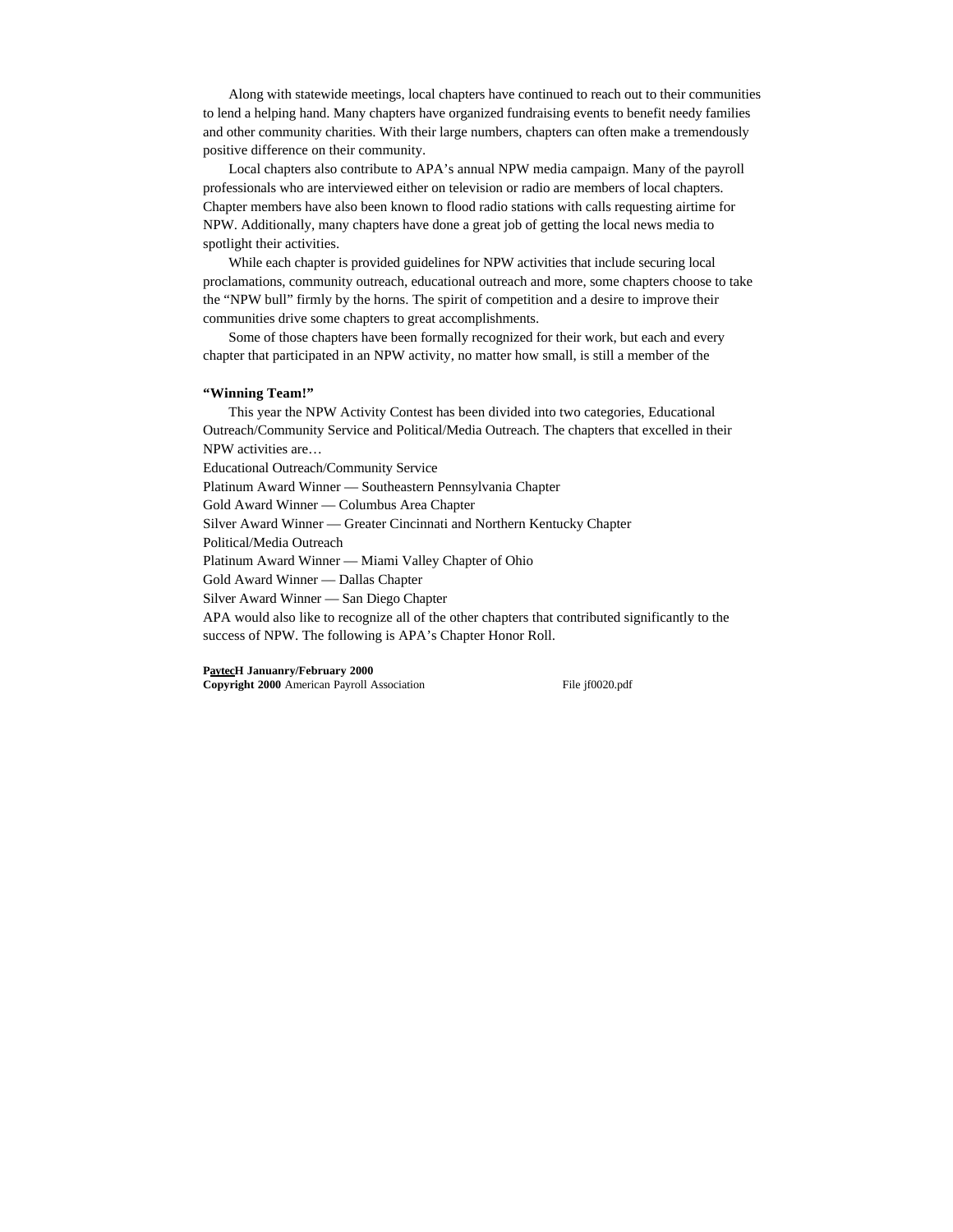Along with statewide meetings, local chapters have continued to reach out to their communities to lend a helping hand. Many chapters have organized fundraising events to benefit needy families and other community charities. With their large numbers, chapters can often make a tremendously positive difference on their community.

Local chapters also contribute to APA's annual NPW media campaign. Many of the payroll professionals who are interviewed either on television or radio are members of local chapters. Chapter members have also been known to flood radio stations with calls requesting airtime for NPW. Additionally, many chapters have done a great job of getting the local news media to spotlight their activities.

While each chapter is provided guidelines for NPW activities that include securing local proclamations, community outreach, educational outreach and more, some chapters choose to take the "NPW bull" firmly by the horns. The spirit of competition and a desire to improve their communities drive some chapters to great accomplishments.

Some of those chapters have been formally recognized for their work, but each and every chapter that participated in an NPW activity, no matter how small, is still a member of the

**"Winning Team!"**

This year the NPW Activity Contest has been divided into two categories, Educational Outreach/Community Service and Political/Media Outreach. The chapters that excelled in their NPW activities are…

Educational Outreach/Community Service

Platinum Award Winner — Southeastern Pennsylvania Chapter

Gold Award Winner — Columbus Area Chapter

Silver Award Winner — Greater Cincinnati and Northern Kentucky Chapter

Political/Media Outreach

Platinum Award Winner — Miami Valley Chapter of Ohio

Gold Award Winner — Dallas Chapter

Silver Award Winner — San Diego Chapter

APA would also like to recognize all of the other chapters that contributed significantly to the success of NPW. The following is APA's Chapter Honor Roll.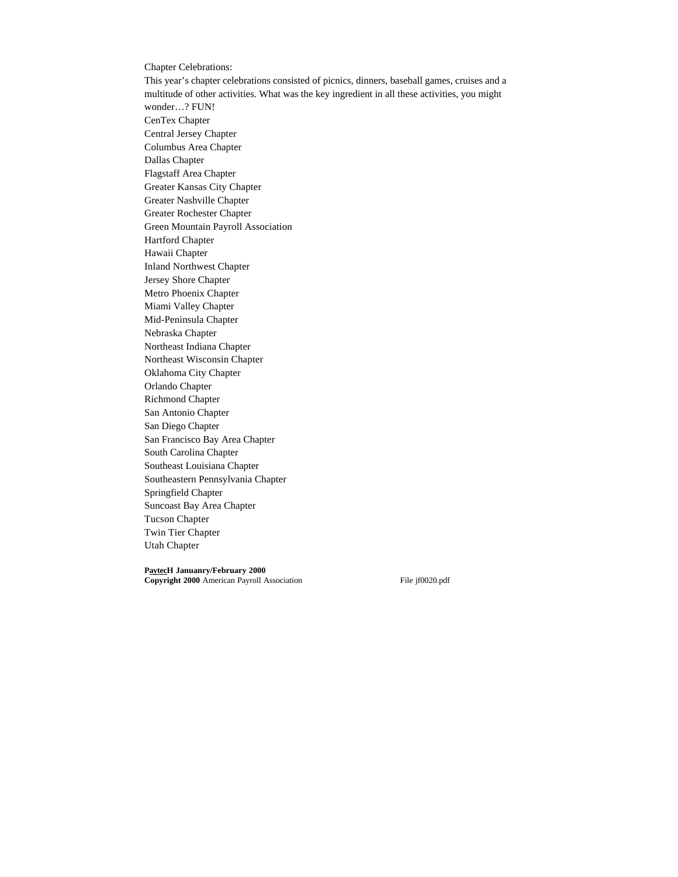Chapter Celebrations:

This year's chapter celebrations consisted of picnics, dinners, baseball games, cruises and a multitude of other activities. What was the key ingredient in all these activities, you might wonder…? FUN!

CenTex Chapter
Central Jersey Chapter
Columbus Area Chapter
Dallas Chapter
Flagstaff Area Chapter
Greater Kansas City Chapter
Greater Nashville Chapter
Greater Rochester Chapter
Green Mountain Payroll Association
Hartford Chapter
Hawaii Chapter
Inland Northwest Chapter
Jersey Shore Chapter
Metro Phoenix Chapter
Miami Valley Chapter
Mid-Peninsula Chapter
Nebraska Chapter
Northeast Indiana Chapter
Northeast Wisconsin Chapter
Oklahoma City Chapter
Orlando Chapter
Richmond Chapter
San Antonio Chapter
San Diego Chapter
San Francisco Bay Area Chapter
South Carolina Chapter
Southeast Louisiana Chapter
Southeastern Pennsylvania Chapter
Springfield Chapter
Suncoast Bay Area Chapter
Tucson Chapter
Twin Tier Chapter
Utah Chapter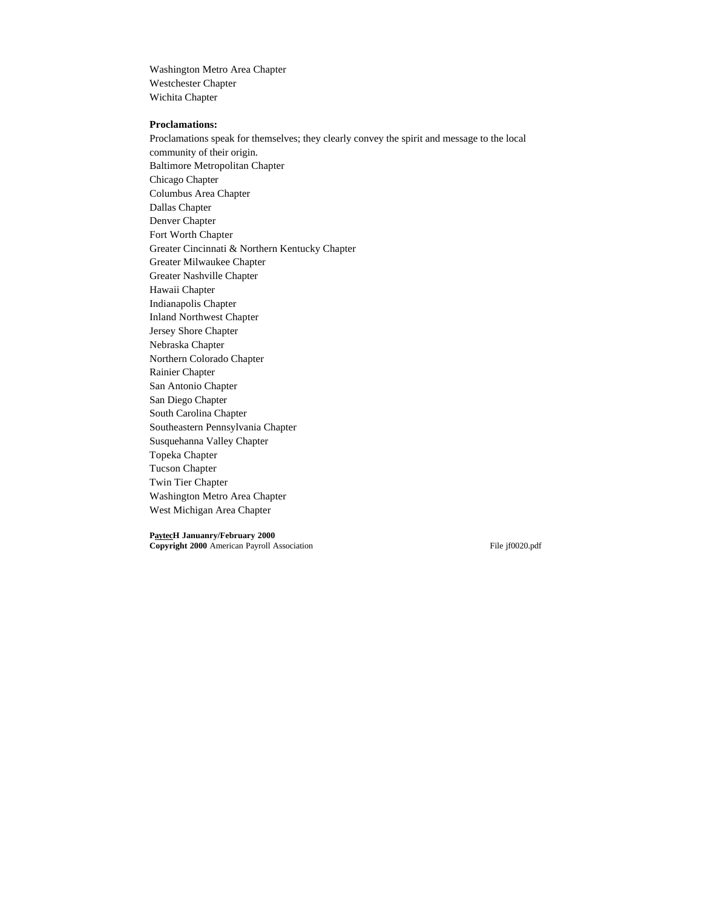Washington Metro Area Chapter
Westchester Chapter
Wichita Chapter

**Proclamations:**

Proclamations speak for themselves; they clearly convey the spirit and message to the local community of their origin.

Baltimore Metropolitan Chapter
Chicago Chapter
Columbus Area Chapter
Dallas Chapter
Denver Chapter
Fort Worth Chapter
Greater Cincinnati & Northern Kentucky Chapter
Greater Milwaukee Chapter
Greater Nashville Chapter
Hawaii Chapter
Indianapolis Chapter
Inland Northwest Chapter
Jersey Shore Chapter
Nebraska Chapter
Northern Colorado Chapter
Rainier Chapter
San Antonio Chapter
San Diego Chapter
South Carolina Chapter
Southeastern Pennsylvania Chapter
Susquehanna Valley Chapter
Topeka Chapter
Tucson Chapter
Twin Tier Chapter
Washington Metro Area Chapter
West Michigan Area Chapter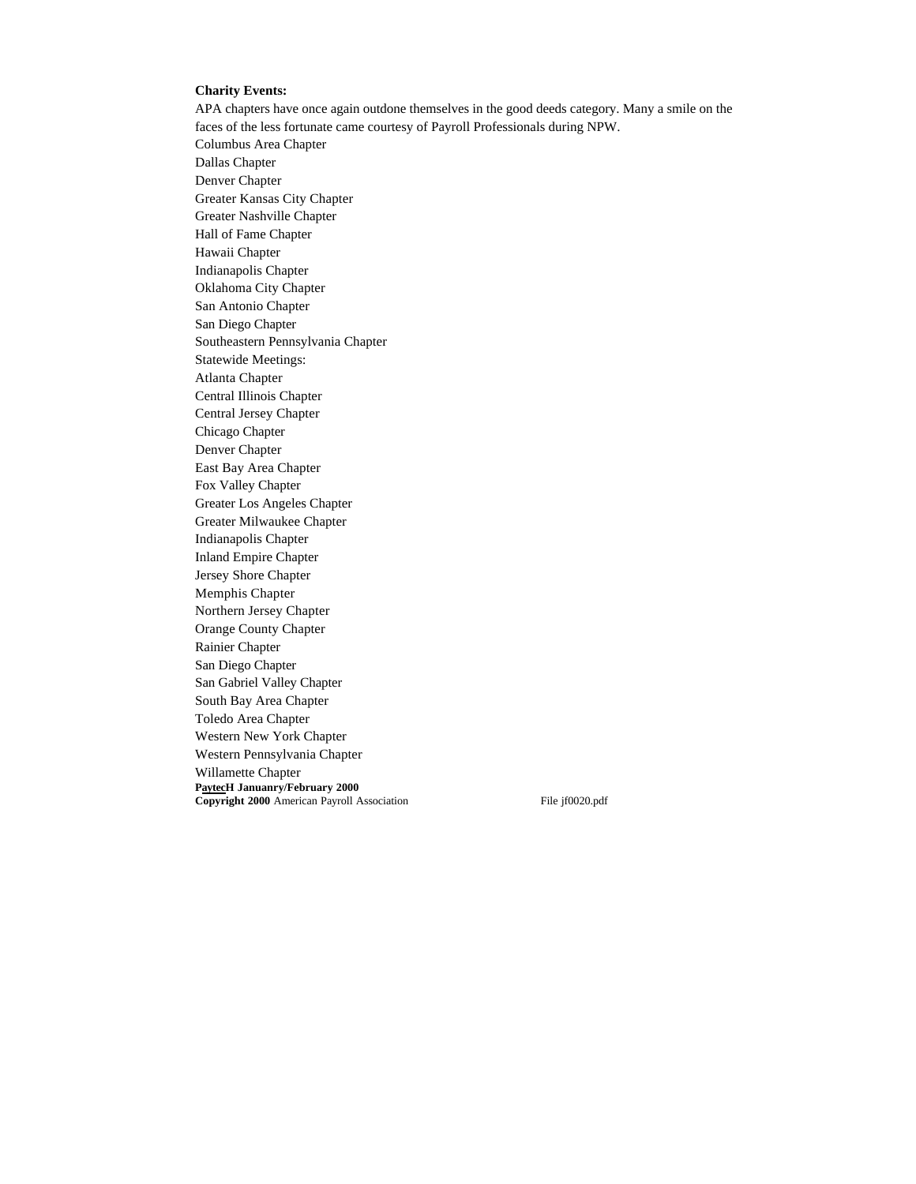**Charity Events:**

APA chapters have once again outdone themselves in the good deeds category. Many a smile on the faces of the less fortunate came courtesy of Payroll Professionals during NPW.

Columbus Area Chapter
Dallas Chapter
Denver Chapter
Greater Kansas City Chapter
Greater Nashville Chapter
Hall of Fame Chapter
Hawaii Chapter
Indianapolis Chapter
Oklahoma City Chapter
San Antonio Chapter
San Diego Chapter
Southeastern Pennsylvania Chapter

Statewide Meetings:

Atlanta Chapter
Central Illinois Chapter
Central Jersey Chapter
Chicago Chapter
Denver Chapter
East Bay Area Chapter
Fox Valley Chapter
Greater Los Angeles Chapter
Greater Milwaukee Chapter
Indianapolis Chapter
Inland Empire Chapter
Jersey Shore Chapter
Memphis Chapter
Northern Jersey Chapter
Orange County Chapter
Rainier Chapter
San Diego Chapter
San Gabriel Valley Chapter
South Bay Area Chapter
Toledo Area Chapter
Western New York Chapter
Western Pennsylvania Chapter
Willamette Chapter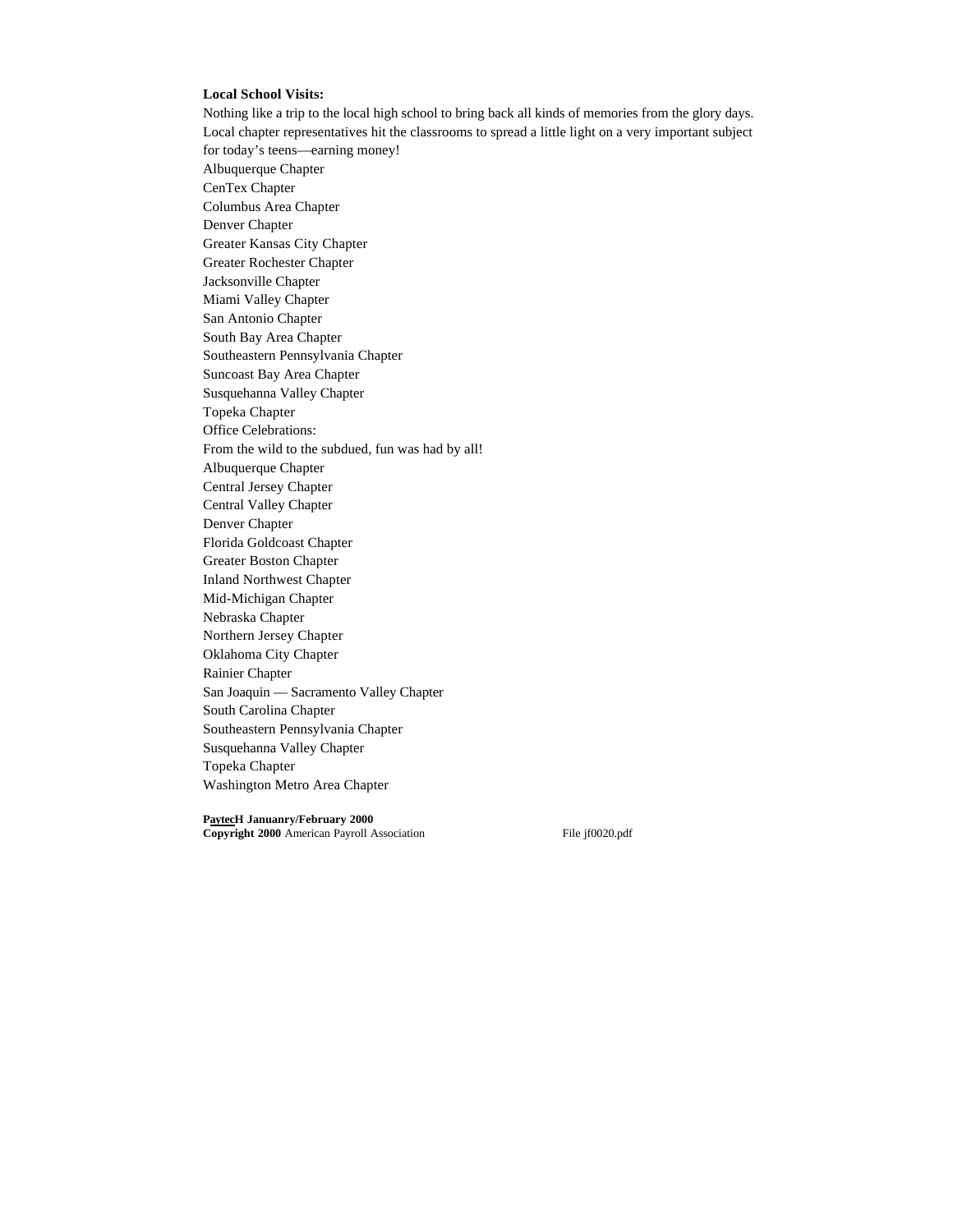**Local School Visits:**

Nothing like a trip to the local high school to bring back all kinds of memories from the glory days. Local chapter representatives hit the classrooms to spread a little light on a very important subject for today's teens—earning money!

Albuquerque Chapter
CenTex Chapter
Columbus Area Chapter
Denver Chapter
Greater Kansas City Chapter
Greater Rochester Chapter
Jacksonville Chapter
Miami Valley Chapter
San Antonio Chapter
South Bay Area Chapter
Southeastern Pennsylvania Chapter
Suncoast Bay Area Chapter
Susquehanna Valley Chapter
Topeka Chapter

Office Celebrations:

From the wild to the subdued, fun was had by all!

Albuquerque Chapter
Central Jersey Chapter
Central Valley Chapter
Denver Chapter
Florida Goldcoast Chapter
Greater Boston Chapter
Inland Northwest Chapter
Mid-Michigan Chapter
Nebraska Chapter
Northern Jersey Chapter
Oklahoma City Chapter
Rainier Chapter
San Joaquin — Sacramento Valley Chapter
South Carolina Chapter
Southeastern Pennsylvania Chapter
Susquehanna Valley Chapter
Topeka Chapter
Washington Metro Area Chapter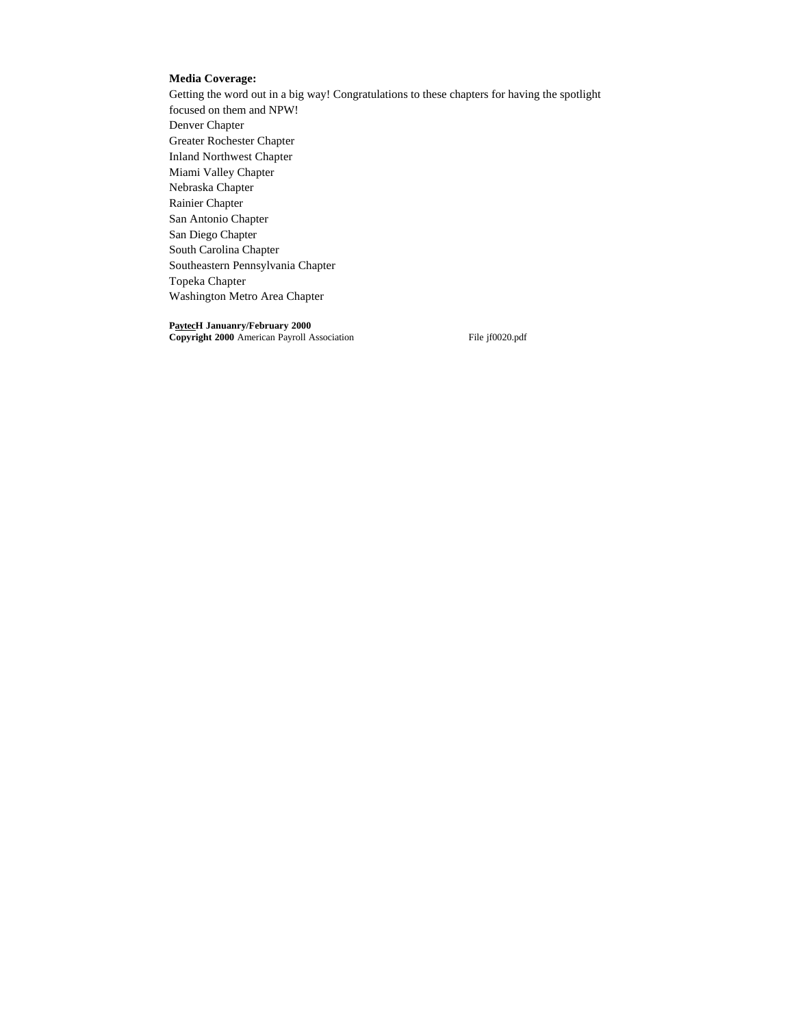**Media Coverage:**

Getting the word out in a big way! Congratulations to these chapters for having the spotlight focused on them and NPW!

Denver Chapter
Greater Rochester Chapter
Inland Northwest Chapter
Miami Valley Chapter
Nebraska Chapter
Rainier Chapter
San Antonio Chapter
San Diego Chapter
South Carolina Chapter
Southeastern Pennsylvania Chapter
Topeka Chapter
Washington Metro Area Chapter